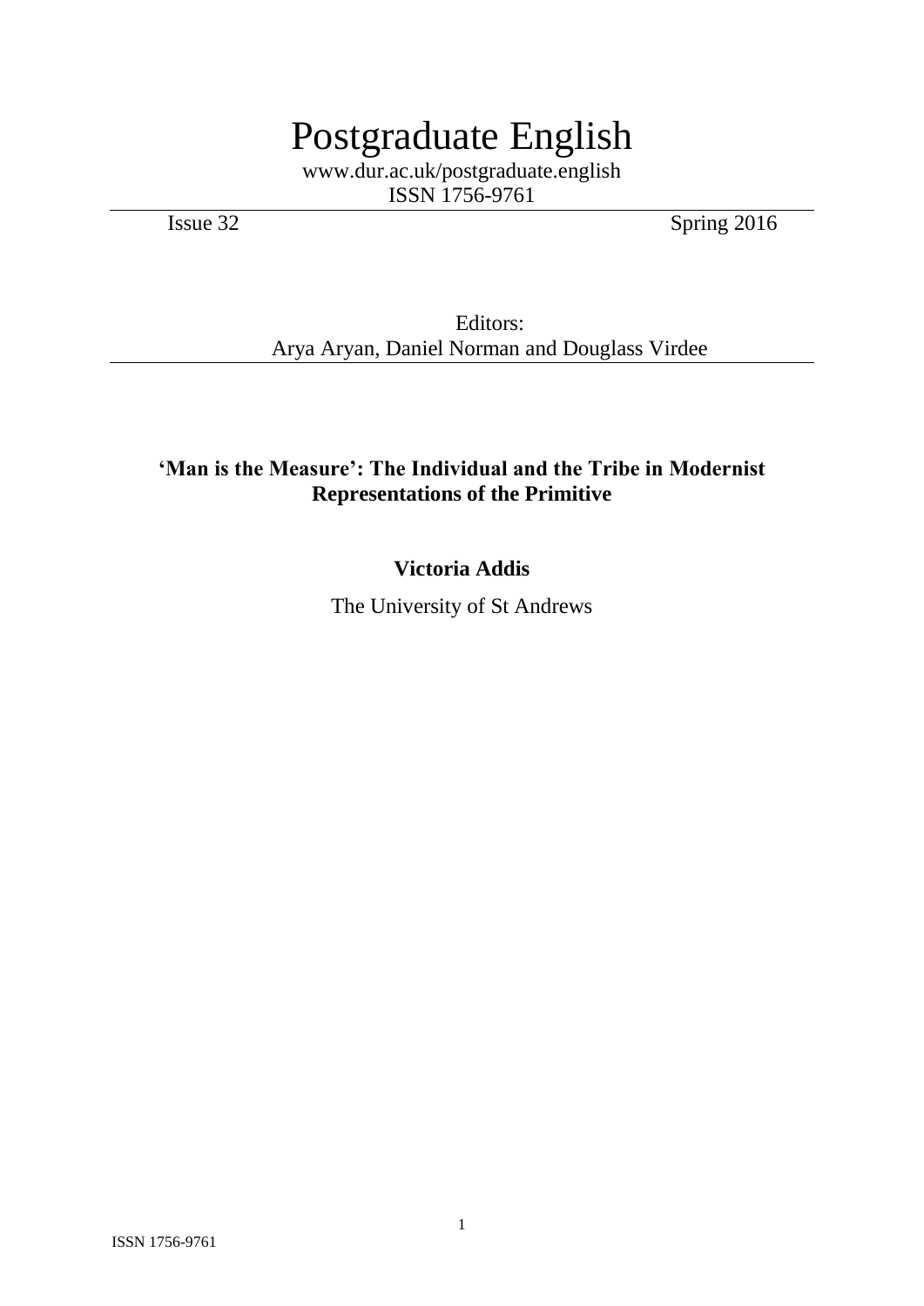# Postgraduate English

www.dur.ac.uk/postgraduate.english

ISSN 1756-9761

Issue 32 Spring 2016

Editors:

Arya Aryan, Daniel Norman and Douglass Virdee

## 'Man is the Measure': The Individual and the Tribe in Modernist Representations of the Primitive

**Victoria Addis**

The University of St Andrews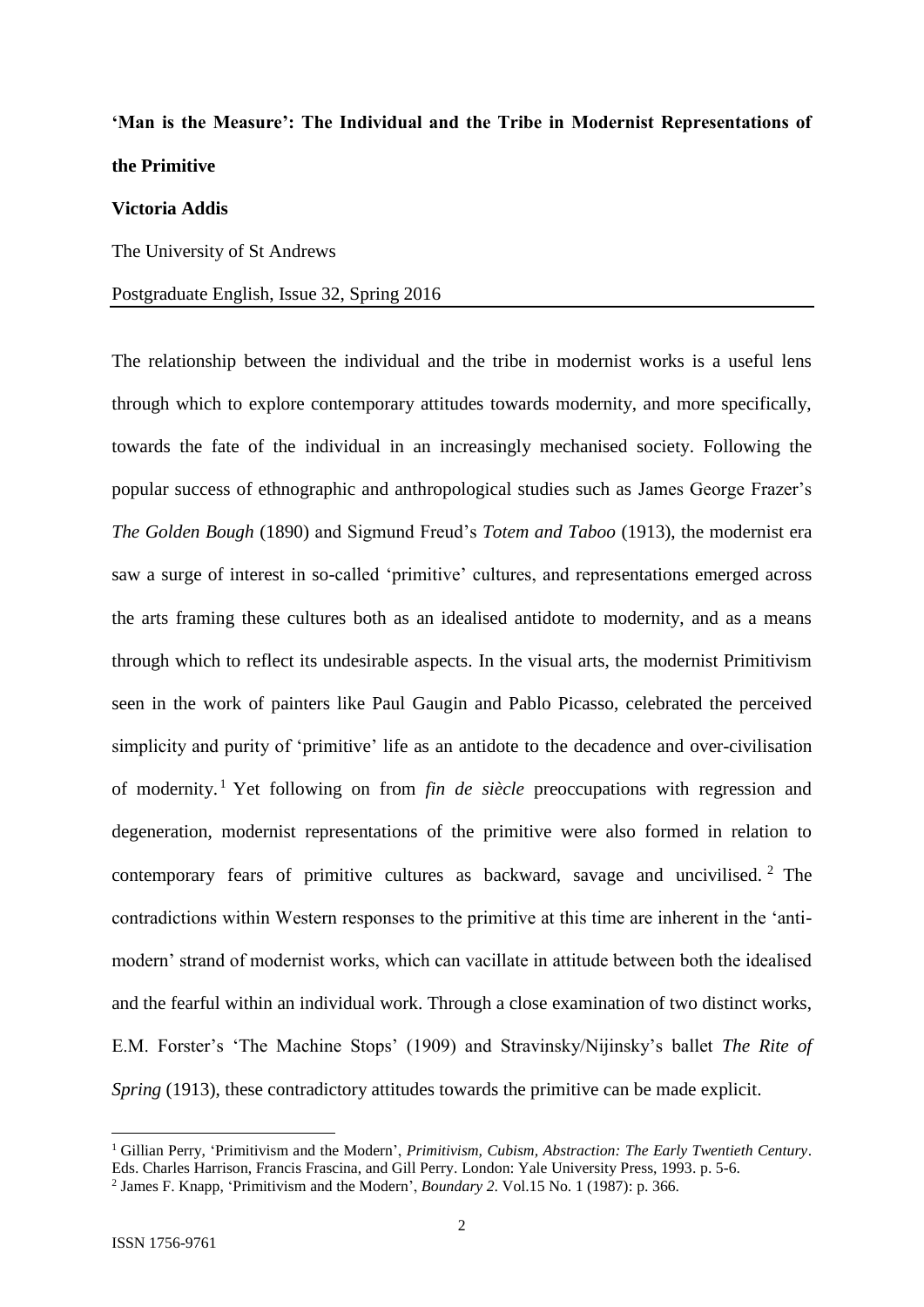**'Man is the Measure': The Individual and the Tribe in Modernist Representations of the Primitive**

**Victoria Addis**

The University of St Andrews

Postgraduate English, Issue 32, Spring 2016

The relationship between the individual and the tribe in modernist works is a useful lens through which to explore contemporary attitudes towards modernity, and more specifically, towards the fate of the individual in an increasingly mechanised society. Following the popular success of ethnographic and anthropological studies such as James George Frazer's *The Golden Bough* (1890) and Sigmund Freud's *Totem and Taboo* (1913), the modernist era saw a surge of interest in so-called 'primitive' cultures, and representations emerged across the arts framing these cultures both as an idealised antidote to modernity, and as a means through which to reflect its undesirable aspects. In the visual arts, the modernist Primitivism seen in the work of painters like Paul Gaugin and Pablo Picasso, celebrated the perceived simplicity and purity of 'primitive' life as an antidote to the decadence and over-civilisation of modernity.[1] Yet following on from *fin de siècle* preoccupations with regression and degeneration, modernist representations of the primitive were also formed in relation to contemporary fears of primitive cultures as backward, savage and uncivilised.[2] The contradictions within Western responses to the primitive at this time are inherent in the 'anti-modern' strand of modernist works, which can vacillate in attitude between both the idealised and the fearful within an individual work. Through a close examination of two distinct works, E.M. Forster's 'The Machine Stops' (1909) and Stravinsky/Nijinsky's ballet *The Rite of Spring* (1913), these contradictory attitudes towards the primitive can be made explicit.

[1] Gillian Perry, 'Primitivism and the Modern', *Primitivism, Cubism, Abstraction: The Early Twentieth Century*. Eds. Charles Harrison, Francis Frascina, and Gill Perry. London: Yale University Press, 1993. p. 5-6.

[2] James F. Knapp, 'Primitivism and the Modern', *Boundary 2*. Vol.15 No. 1 (1987): p. 366.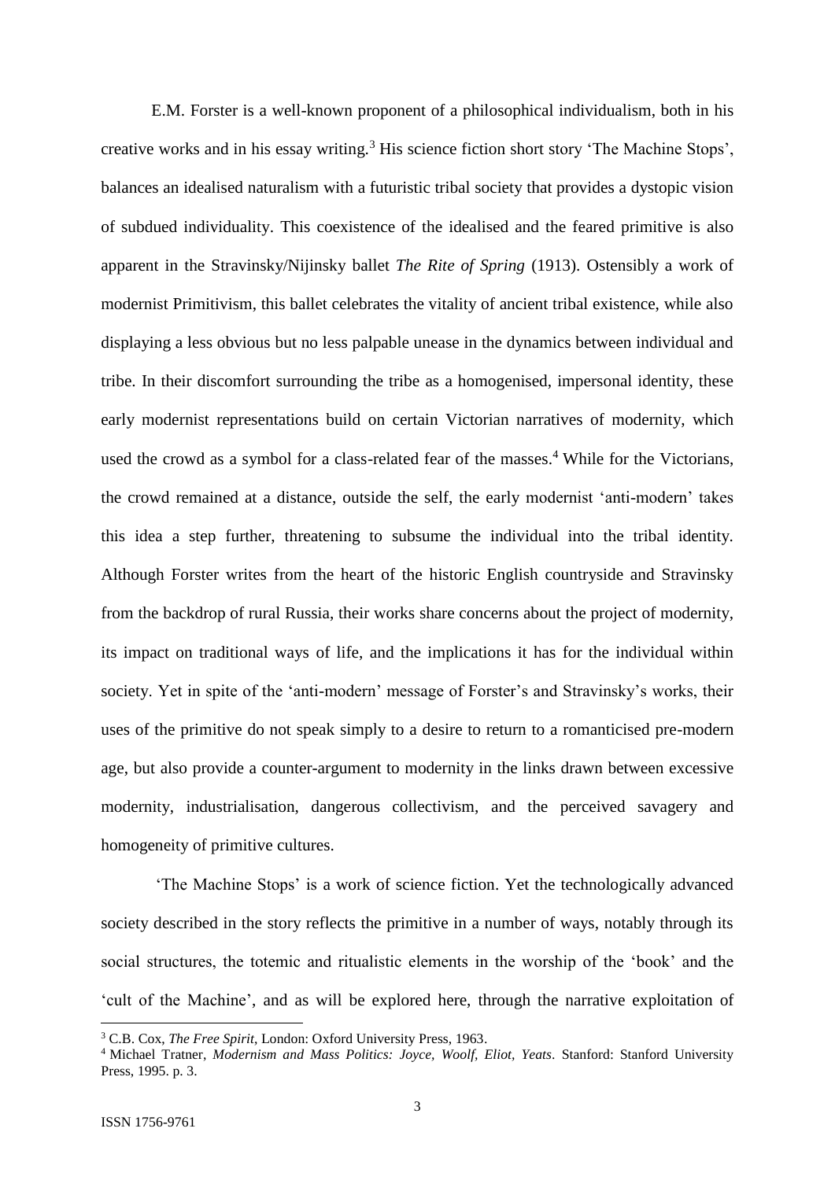E.M. Forster is a well-known proponent of a philosophical individualism, both in his creative works and in his essay writing.[3] His science fiction short story 'The Machine Stops', balances an idealised naturalism with a futuristic tribal society that provides a dystopic vision of subdued individuality. This coexistence of the idealised and the feared primitive is also apparent in the Stravinsky/Nijinsky ballet *The Rite of Spring* (1913). Ostensibly a work of modernist Primitivism, this ballet celebrates the vitality of ancient tribal existence, while also displaying a less obvious but no less palpable unease in the dynamics between individual and tribe. In their discomfort surrounding the tribe as a homogenised, impersonal identity, these early modernist representations build on certain Victorian narratives of modernity, which used the crowd as a symbol for a class-related fear of the masses.[4] While for the Victorians, the crowd remained at a distance, outside the self, the early modernist 'anti-modern' takes this idea a step further, threatening to subsume the individual into the tribal identity. Although Forster writes from the heart of the historic English countryside and Stravinsky from the backdrop of rural Russia, their works share concerns about the project of modernity, its impact on traditional ways of life, and the implications it has for the individual within society. Yet in spite of the 'anti-modern' message of Forster's and Stravinsky's works, their uses of the primitive do not speak simply to a desire to return to a romanticised pre-modern age, but also provide a counter-argument to modernity in the links drawn between excessive modernity, industrialisation, dangerous collectivism, and the perceived savagery and homogeneity of primitive cultures.

'The Machine Stops' is a work of science fiction. Yet the technologically advanced society described in the story reflects the primitive in a number of ways, notably through its social structures, the totemic and ritualistic elements in the worship of the 'book' and the 'cult of the Machine', and as will be explored here, through the narrative exploitation of

---

[3] C.B. Cox, *The Free Spirit*, London: Oxford University Press, 1963.

[4] Michael Tratner, *Modernism and Mass Politics: Joyce, Woolf, Eliot, Yeats*. Stanford: Stanford University Press, 1995. p. 3.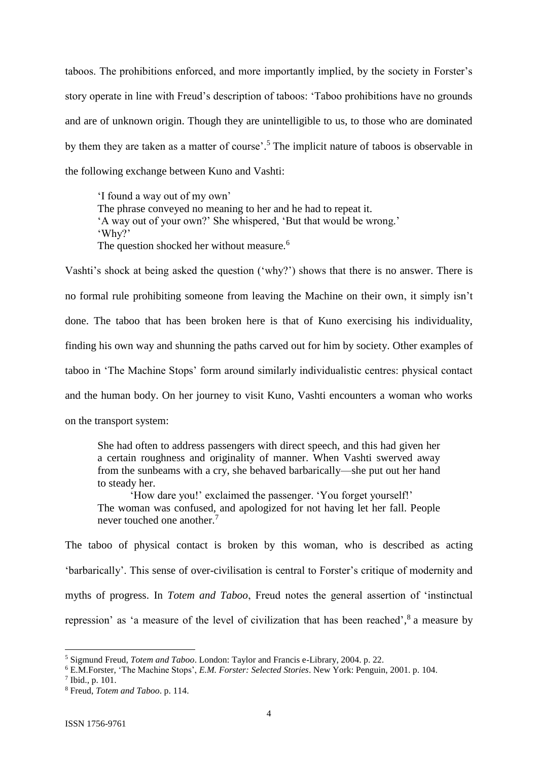taboos. The prohibitions enforced, and more importantly implied, by the society in Forster's story operate in line with Freud's description of taboos: 'Taboo prohibitions have no grounds and are of unknown origin. Though they are unintelligible to us, to those who are dominated by them they are taken as a matter of course'.[5] The implicit nature of taboos is observable in the following exchange between Kuno and Vashti:

> 'I found a way out of my own'
> The phrase conveyed no meaning to her and he had to repeat it.
> 'A way out of your own?' She whispered, 'But that would be wrong.'
> 'Why?'
> The question shocked her without measure.[6]

Vashti's shock at being asked the question ('why?') shows that there is no answer. There is no formal rule prohibiting someone from leaving the Machine on their own, it simply isn't done. The taboo that has been broken here is that of Kuno exercising his individuality, finding his own way and shunning the paths carved out for him by society. Other examples of taboo in 'The Machine Stops' form around similarly individualistic centres: physical contact and the human body. On her journey to visit Kuno, Vashti encounters a woman who works on the transport system:

> She had often to address passengers with direct speech, and this had given her a certain roughness and originality of manner. When Vashti swerved away from the sunbeams with a cry, she behaved barbarically—she put out her hand to steady her.
>
> 'How dare you!' exclaimed the passenger. 'You forget yourself!'
> The woman was confused, and apologized for not having let her fall. People never touched one another.[7]

The taboo of physical contact is broken by this woman, who is described as acting 'barbarically'. This sense of over-civilisation is central to Forster's critique of modernity and myths of progress. In *Totem and Taboo*, Freud notes the general assertion of 'instinctual repression' as 'a measure of the level of civilization that has been reached',[8] a measure by

---

[5] Sigmund Freud, *Totem and Taboo*. London: Taylor and Francis e-Library, 2004. p. 22.

[6] E.M.Forster, 'The Machine Stops', *E.M. Forster: Selected Stories*. New York: Penguin, 2001. p. 104.

[7] Ibid., p. 101.

[8] Freud, *Totem and Taboo*. p. 114.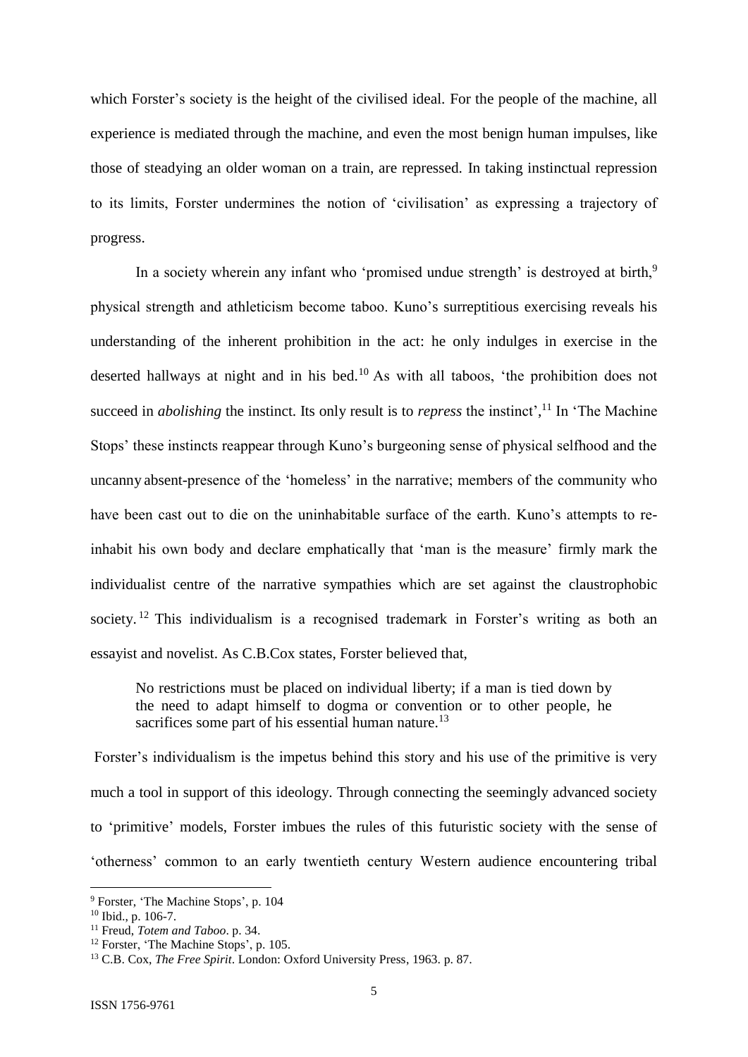which Forster's society is the height of the civilised ideal. For the people of the machine, all experience is mediated through the machine, and even the most benign human impulses, like those of steadying an older woman on a train, are repressed. In taking instinctual repression to its limits, Forster undermines the notion of 'civilisation' as expressing a trajectory of progress.

In a society wherein any infant who 'promised undue strength' is destroyed at birth,[9] physical strength and athleticism become taboo. Kuno's surreptitious exercising reveals his understanding of the inherent prohibition in the act: he only indulges in exercise in the deserted hallways at night and in his bed.[10] As with all taboos, 'the prohibition does not succeed in *abolishing* the instinct. Its only result is to *repress* the instinct',[11] In 'The Machine Stops' these instincts reappear through Kuno's burgeoning sense of physical selfhood and the uncanny absent-presence of the 'homeless' in the narrative; members of the community who have been cast out to die on the uninhabitable surface of the earth. Kuno's attempts to re-inhabit his own body and declare emphatically that 'man is the measure' firmly mark the individualist centre of the narrative sympathies which are set against the claustrophobic society.[12] This individualism is a recognised trademark in Forster's writing as both an essayist and novelist. As C.B.Cox states, Forster believed that,

> No restrictions must be placed on individual liberty; if a man is tied down by the need to adapt himself to dogma or convention or to other people, he sacrifices some part of his essential human nature.[13]

Forster's individualism is the impetus behind this story and his use of the primitive is very much a tool in support of this ideology. Through connecting the seemingly advanced society to 'primitive' models, Forster imbues the rules of this futuristic society with the sense of 'otherness' common to an early twentieth century Western audience encountering tribal

---

[9] Forster, 'The Machine Stops', p. 104

[10] Ibid., p. 106-7.

[11] Freud, *Totem and Taboo*. p. 34.

[12] Forster, 'The Machine Stops', p. 105.

[13] C.B. Cox, *The Free Spirit*. London: Oxford University Press, 1963. p. 87.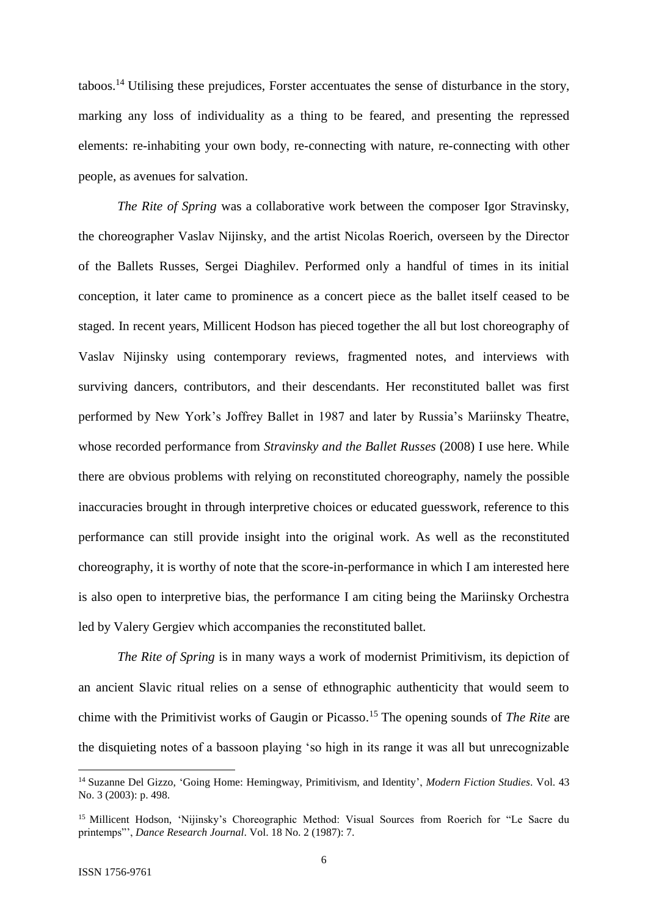taboos.[14] Utilising these prejudices, Forster accentuates the sense of disturbance in the story, marking any loss of individuality as a thing to be feared, and presenting the repressed elements: re-inhabiting your own body, re-connecting with nature, re-connecting with other people, as avenues for salvation.

*The Rite of Spring* was a collaborative work between the composer Igor Stravinsky, the choreographer Vaslav Nijinsky, and the artist Nicolas Roerich, overseen by the Director of the Ballets Russes, Sergei Diaghilev. Performed only a handful of times in its initial conception, it later came to prominence as a concert piece as the ballet itself ceased to be staged. In recent years, Millicent Hodson has pieced together the all but lost choreography of Vaslav Nijinsky using contemporary reviews, fragmented notes, and interviews with surviving dancers, contributors, and their descendants. Her reconstituted ballet was first performed by New York's Joffrey Ballet in 1987 and later by Russia's Mariinsky Theatre, whose recorded performance from *Stravinsky and the Ballet Russes* (2008) I use here. While there are obvious problems with relying on reconstituted choreography, namely the possible inaccuracies brought in through interpretive choices or educated guesswork, reference to this performance can still provide insight into the original work. As well as the reconstituted choreography, it is worthy of note that the score-in-performance in which I am interested here is also open to interpretive bias, the performance I am citing being the Mariinsky Orchestra led by Valery Gergiev which accompanies the reconstituted ballet.

*The Rite of Spring* is in many ways a work of modernist Primitivism, its depiction of an ancient Slavic ritual relies on a sense of ethnographic authenticity that would seem to chime with the Primitivist works of Gaugin or Picasso.[15] The opening sounds of *The Rite* are the disquieting notes of a bassoon playing 'so high in its range it was all but unrecognizable

---

[14] Suzanne Del Gizzo, 'Going Home: Hemingway, Primitivism, and Identity', *Modern Fiction Studies*. Vol. 43 No. 3 (2003): p. 498.

[15] Millicent Hodson, 'Nijinsky's Choreographic Method: Visual Sources from Roerich for "Le Sacre du printemps"', *Dance Research Journal*. Vol. 18 No. 2 (1987): 7.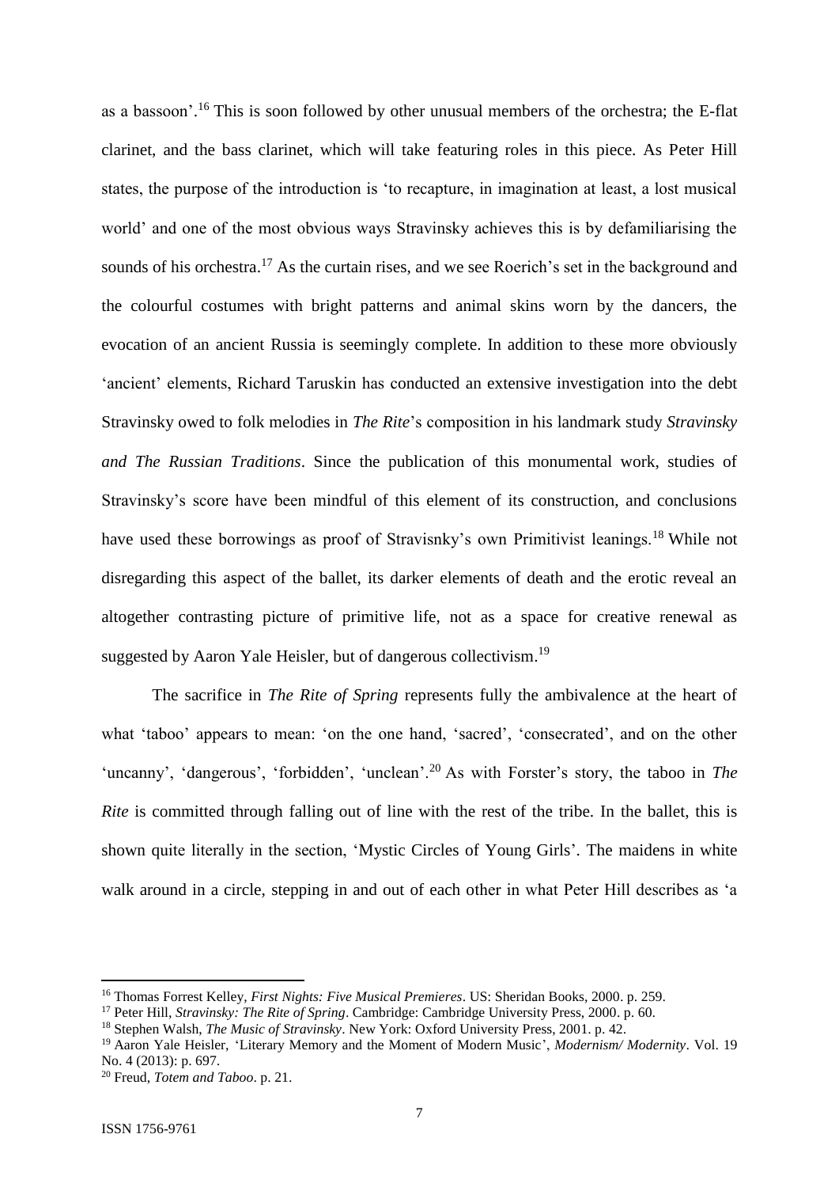as a bassoon'.[16] This is soon followed by other unusual members of the orchestra; the E-flat clarinet, and the bass clarinet, which will take featuring roles in this piece. As Peter Hill states, the purpose of the introduction is 'to recapture, in imagination at least, a lost musical world' and one of the most obvious ways Stravinsky achieves this is by defamiliarising the sounds of his orchestra.[17] As the curtain rises, and we see Roerich's set in the background and the colourful costumes with bright patterns and animal skins worn by the dancers, the evocation of an ancient Russia is seemingly complete. In addition to these more obviously 'ancient' elements, Richard Taruskin has conducted an extensive investigation into the debt Stravinsky owed to folk melodies in *The Rite*'s composition in his landmark study *Stravinsky and The Russian Traditions*. Since the publication of this monumental work, studies of Stravinsky's score have been mindful of this element of its construction, and conclusions have used these borrowings as proof of Stravisnky's own Primitivist leanings.[18] While not disregarding this aspect of the ballet, its darker elements of death and the erotic reveal an altogether contrasting picture of primitive life, not as a space for creative renewal as suggested by Aaron Yale Heisler, but of dangerous collectivism.[19]

The sacrifice in *The Rite of Spring* represents fully the ambivalence at the heart of what 'taboo' appears to mean: 'on the one hand, 'sacred', 'consecrated', and on the other 'uncanny', 'dangerous', 'forbidden', 'unclean'.[20] As with Forster's story, the taboo in *The Rite* is committed through falling out of line with the rest of the tribe. In the ballet, this is shown quite literally in the section, 'Mystic Circles of Young Girls'. The maidens in white walk around in a circle, stepping in and out of each other in what Peter Hill describes as 'a

---

[16] Thomas Forrest Kelley, *First Nights: Five Musical Premieres*. US: Sheridan Books, 2000. p. 259.

[17] Peter Hill, *Stravinsky: The Rite of Spring*. Cambridge: Cambridge University Press, 2000. p. 60.

[18] Stephen Walsh, *The Music of Stravinsky*. New York: Oxford University Press, 2001. p. 42.

[19] Aaron Yale Heisler, 'Literary Memory and the Moment of Modern Music', *Modernism/ Modernity*. Vol. 19 No. 4 (2013): p. 697.

[20] Freud, *Totem and Taboo*. p. 21.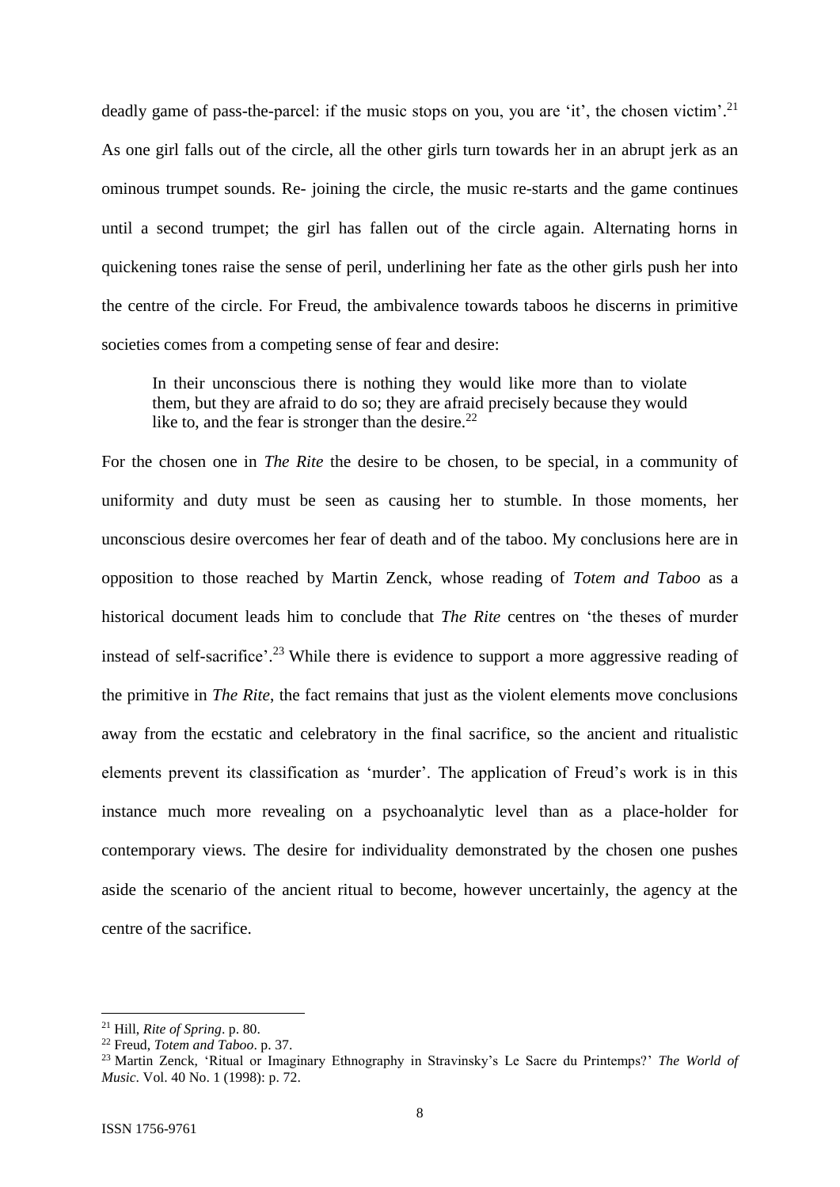deadly game of pass-the-parcel: if the music stops on you, you are 'it', the chosen victim'.[21] As one girl falls out of the circle, all the other girls turn towards her in an abrupt jerk as an ominous trumpet sounds. Re- joining the circle, the music re-starts and the game continues until a second trumpet; the girl has fallen out of the circle again. Alternating horns in quickening tones raise the sense of peril, underlining her fate as the other girls push her into the centre of the circle. For Freud, the ambivalence towards taboos he discerns in primitive societies comes from a competing sense of fear and desire:

> In their unconscious there is nothing they would like more than to violate them, but they are afraid to do so; they are afraid precisely because they would like to, and the fear is stronger than the desire.[22]

For the chosen one in *The Rite* the desire to be chosen, to be special, in a community of uniformity and duty must be seen as causing her to stumble. In those moments, her unconscious desire overcomes her fear of death and of the taboo. My conclusions here are in opposition to those reached by Martin Zenck, whose reading of *Totem and Taboo* as a historical document leads him to conclude that *The Rite* centres on 'the theses of murder instead of self-sacrifice'.[23] While there is evidence to support a more aggressive reading of the primitive in *The Rite*, the fact remains that just as the violent elements move conclusions away from the ecstatic and celebratory in the final sacrifice, so the ancient and ritualistic elements prevent its classification as 'murder'. The application of Freud's work is in this instance much more revealing on a psychoanalytic level than as a place-holder for contemporary views. The desire for individuality demonstrated by the chosen one pushes aside the scenario of the ancient ritual to become, however uncertainly, the agency at the centre of the sacrifice.

---

[21] Hill, *Rite of Spring*. p. 80.

[22] Freud, *Totem and Taboo*. p. 37.

[23] Martin Zenck, 'Ritual or Imaginary Ethnography in Stravinsky's Le Sacre du Printemps?' *The World of Music*. Vol. 40 No. 1 (1998): p. 72.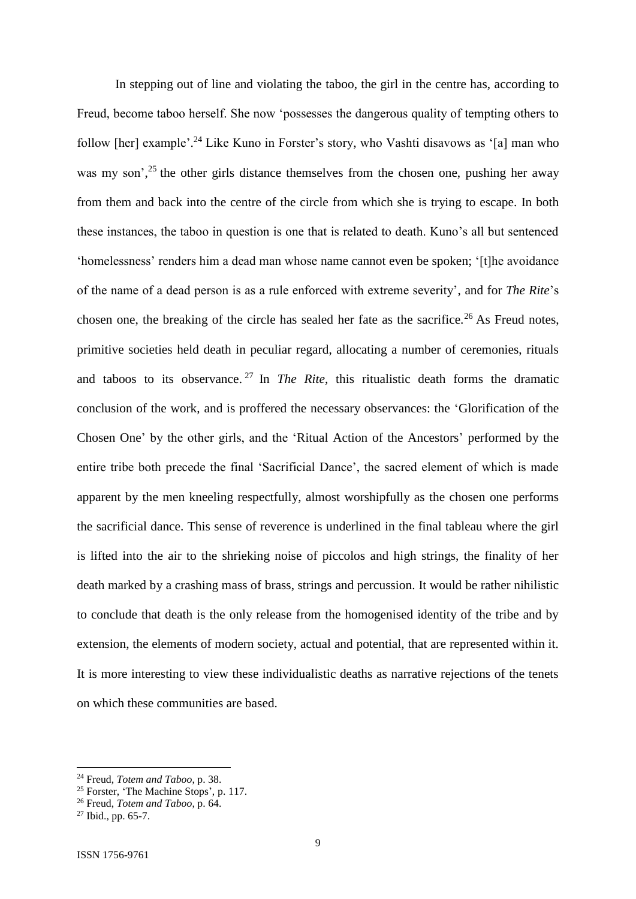In stepping out of line and violating the taboo, the girl in the centre has, according to Freud, become taboo herself. She now 'possesses the dangerous quality of tempting others to follow [her] example'.[24] Like Kuno in Forster's story, who Vashti disavows as '[a] man who was my son',[25] the other girls distance themselves from the chosen one, pushing her away from them and back into the centre of the circle from which she is trying to escape. In both these instances, the taboo in question is one that is related to death. Kuno's all but sentenced 'homelessness' renders him a dead man whose name cannot even be spoken; '[t]he avoidance of the name of a dead person is as a rule enforced with extreme severity', and for *The Rite*'s chosen one, the breaking of the circle has sealed her fate as the sacrifice.[26] As Freud notes, primitive societies held death in peculiar regard, allocating a number of ceremonies, rituals and taboos to its observance.[27] In *The Rite*, this ritualistic death forms the dramatic conclusion of the work, and is proffered the necessary observances: the 'Glorification of the Chosen One' by the other girls, and the 'Ritual Action of the Ancestors' performed by the entire tribe both precede the final 'Sacrificial Dance', the sacred element of which is made apparent by the men kneeling respectfully, almost worshipfully as the chosen one performs the sacrificial dance. This sense of reverence is underlined in the final tableau where the girl is lifted into the air to the shrieking noise of piccolos and high strings, the finality of her death marked by a crashing mass of brass, strings and percussion. It would be rather nihilistic to conclude that death is the only release from the homogenised identity of the tribe and by extension, the elements of modern society, actual and potential, that are represented within it. It is more interesting to view these individualistic deaths as narrative rejections of the tenets on which these communities are based.

---

[24] Freud, *Totem and Taboo*, p. 38.

[25] Forster, 'The Machine Stops', p. 117.

[26] Freud, *Totem and Taboo*, p. 64.

[27] Ibid., pp. 65-7.

ISSN 1756-9761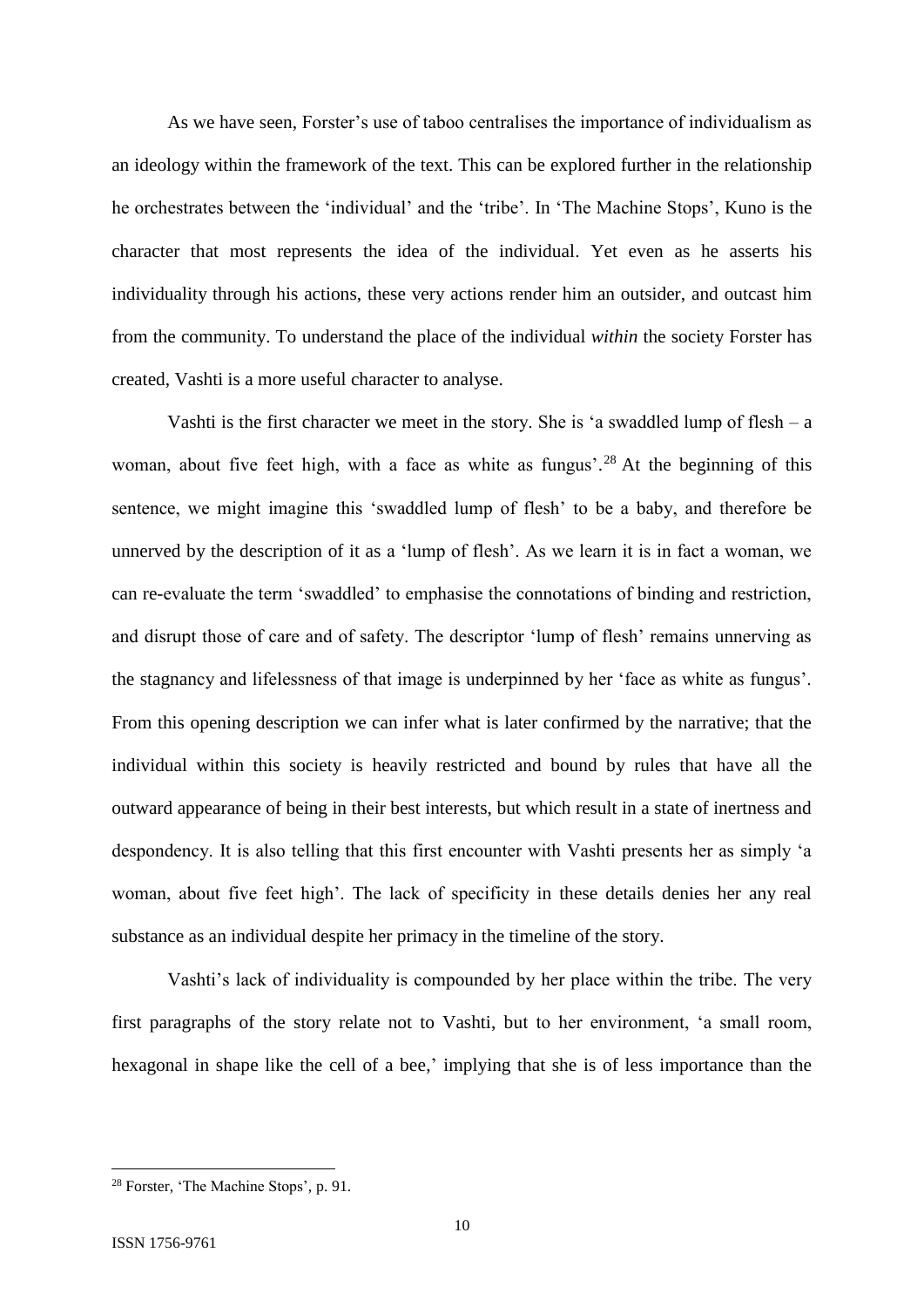As we have seen, Forster's use of taboo centralises the importance of individualism as an ideology within the framework of the text. This can be explored further in the relationship he orchestrates between the 'individual' and the 'tribe'. In 'The Machine Stops', Kuno is the character that most represents the idea of the individual. Yet even as he asserts his individuality through his actions, these very actions render him an outsider, and outcast him from the community. To understand the place of the individual *within* the society Forster has created, Vashti is a more useful character to analyse.

Vashti is the first character we meet in the story. She is 'a swaddled lump of flesh – a woman, about five feet high, with a face as white as fungus'.[28] At the beginning of this sentence, we might imagine this 'swaddled lump of flesh' to be a baby, and therefore be unnerved by the description of it as a 'lump of flesh'. As we learn it is in fact a woman, we can re-evaluate the term 'swaddled' to emphasise the connotations of binding and restriction, and disrupt those of care and of safety. The descriptor 'lump of flesh' remains unnerving as the stagnancy and lifelessness of that image is underpinned by her 'face as white as fungus'. From this opening description we can infer what is later confirmed by the narrative; that the individual within this society is heavily restricted and bound by rules that have all the outward appearance of being in their best interests, but which result in a state of inertness and despondency. It is also telling that this first encounter with Vashti presents her as simply 'a woman, about five feet high'. The lack of specificity in these details denies her any real substance as an individual despite her primacy in the timeline of the story.

Vashti's lack of individuality is compounded by her place within the tribe. The very first paragraphs of the story relate not to Vashti, but to her environment, 'a small room, hexagonal in shape like the cell of a bee,' implying that she is of less importance than the

[28] Forster, 'The Machine Stops', p. 91.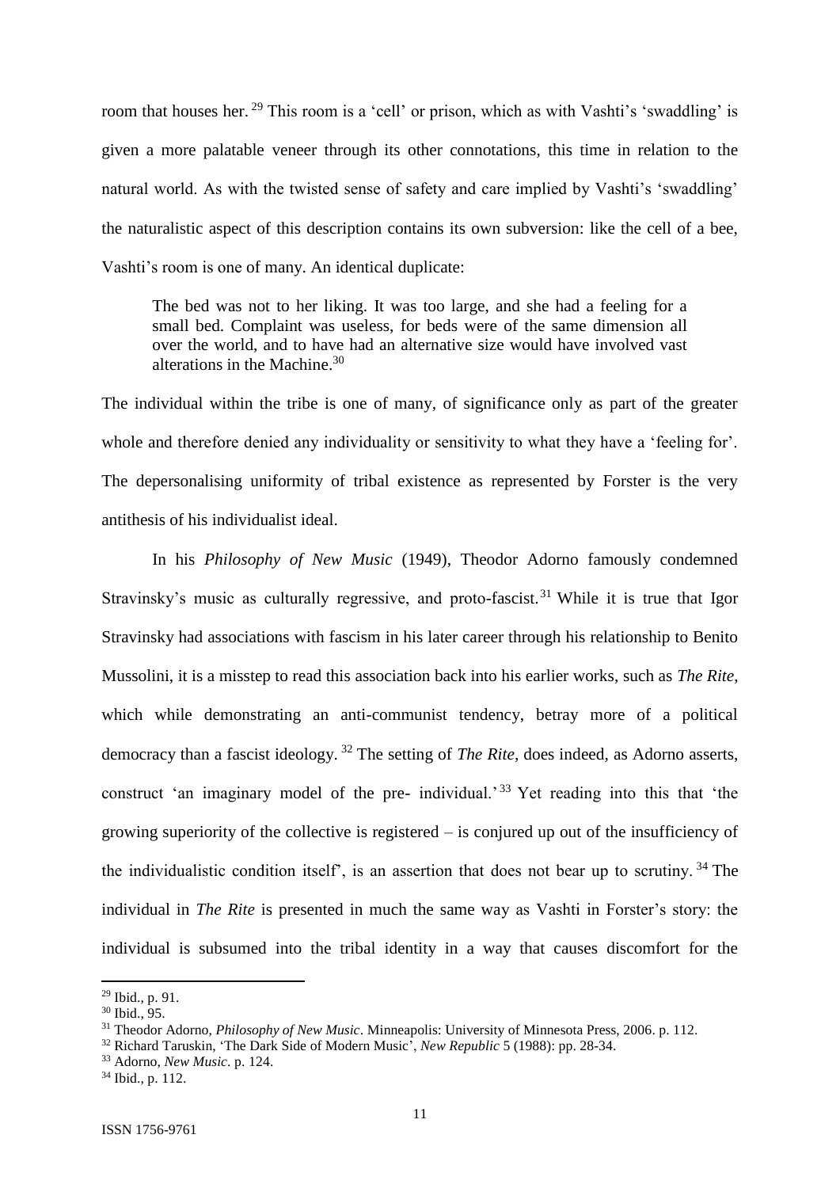room that houses her.[29] This room is a 'cell' or prison, which as with Vashti's 'swaddling' is given a more palatable veneer through its other connotations, this time in relation to the natural world. As with the twisted sense of safety and care implied by Vashti's 'swaddling' the naturalistic aspect of this description contains its own subversion: like the cell of a bee, Vashti's room is one of many. An identical duplicate:

> The bed was not to her liking. It was too large, and she had a feeling for a small bed. Complaint was useless, for beds were of the same dimension all over the world, and to have had an alternative size would have involved vast alterations in the Machine.[30]

The individual within the tribe is one of many, of significance only as part of the greater whole and therefore denied any individuality or sensitivity to what they have a 'feeling for'. The depersonalising uniformity of tribal existence as represented by Forster is the very antithesis of his individualist ideal.

In his *Philosophy of New Music* (1949), Theodor Adorno famously condemned Stravinsky's music as culturally regressive, and proto-fascist.[31] While it is true that Igor Stravinsky had associations with fascism in his later career through his relationship to Benito Mussolini, it is a misstep to read this association back into his earlier works, such as *The Rite*, which while demonstrating an anti-communist tendency, betray more of a political democracy than a fascist ideology.[32] The setting of *The Rite*, does indeed, as Adorno asserts, construct 'an imaginary model of the pre- individual.'[33] Yet reading into this that 'the growing superiority of the collective is registered – is conjured up out of the insufficiency of the individualistic condition itself', is an assertion that does not bear up to scrutiny.[34] The individual in *The Rite* is presented in much the same way as Vashti in Forster's story: the individual is subsumed into the tribal identity in a way that causes discomfort for the

---

[29] Ibid., p. 91.

[30] Ibid., 95.

[31] Theodor Adorno, *Philosophy of New Music*. Minneapolis: University of Minnesota Press, 2006. p. 112.

[32] Richard Taruskin, 'The Dark Side of Modern Music', *New Republic* 5 (1988): pp. 28-34.

[33] Adorno, *New Music*. p. 124.

[34] Ibid., p. 112.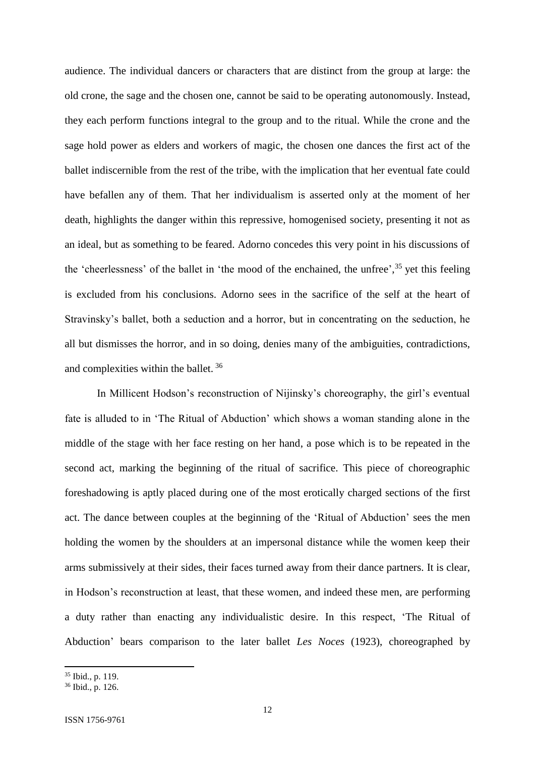audience. The individual dancers or characters that are distinct from the group at large: the old crone, the sage and the chosen one, cannot be said to be operating autonomously. Instead, they each perform functions integral to the group and to the ritual. While the crone and the sage hold power as elders and workers of magic, the chosen one dances the first act of the ballet indiscernible from the rest of the tribe, with the implication that her eventual fate could have befallen any of them. That her individualism is asserted only at the moment of her death, highlights the danger within this repressive, homogenised society, presenting it not as an ideal, but as something to be feared. Adorno concedes this very point in his discussions of the 'cheerlessness' of the ballet in 'the mood of the enchained, the unfree',[35] yet this feeling is excluded from his conclusions. Adorno sees in the sacrifice of the self at the heart of Stravinsky's ballet, both a seduction and a horror, but in concentrating on the seduction, he all but dismisses the horror, and in so doing, denies many of the ambiguities, contradictions, and complexities within the ballet.[36]

In Millicent Hodson's reconstruction of Nijinsky's choreography, the girl's eventual fate is alluded to in 'The Ritual of Abduction' which shows a woman standing alone in the middle of the stage with her face resting on her hand, a pose which is to be repeated in the second act, marking the beginning of the ritual of sacrifice. This piece of choreographic foreshadowing is aptly placed during one of the most erotically charged sections of the first act. The dance between couples at the beginning of the 'Ritual of Abduction' sees the men holding the women by the shoulders at an impersonal distance while the women keep their arms submissively at their sides, their faces turned away from their dance partners. It is clear, in Hodson's reconstruction at least, that these women, and indeed these men, are performing a duty rather than enacting any individualistic desire. In this respect, 'The Ritual of Abduction' bears comparison to the later ballet *Les Noces* (1923), choreographed by

[35] Ibid., p. 119.

[36] Ibid., p. 126.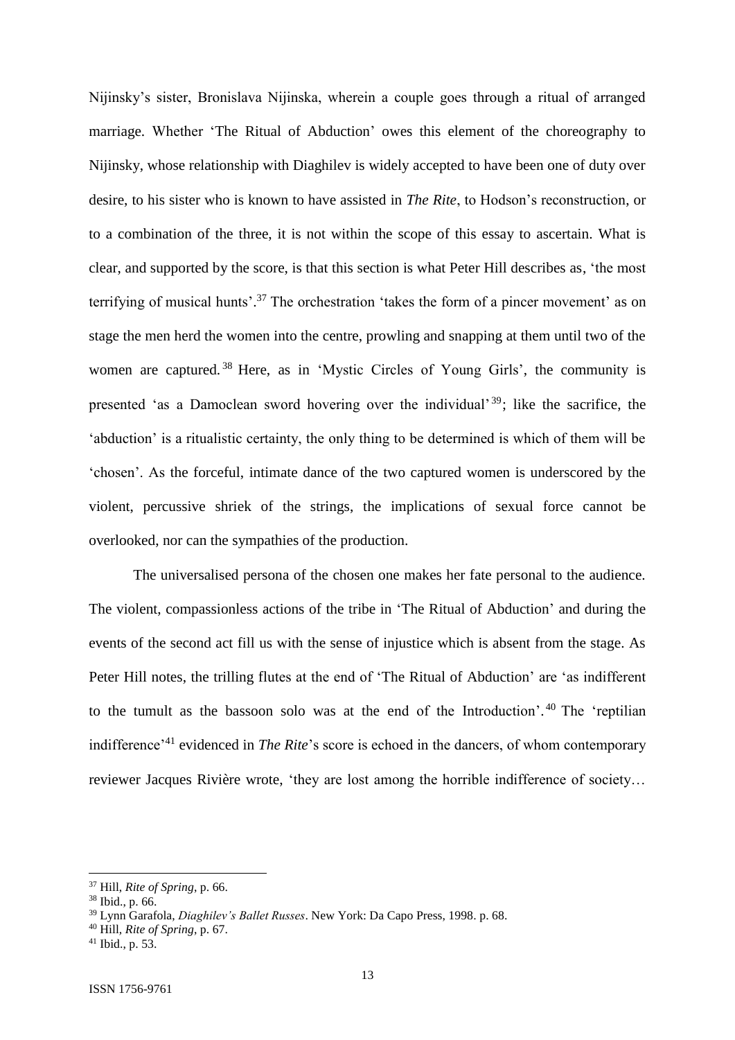Nijinsky's sister, Bronislava Nijinska, wherein a couple goes through a ritual of arranged marriage. Whether 'The Ritual of Abduction' owes this element of the choreography to Nijinsky, whose relationship with Diaghilev is widely accepted to have been one of duty over desire, to his sister who is known to have assisted in *The Rite*, to Hodson's reconstruction, or to a combination of the three, it is not within the scope of this essay to ascertain. What is clear, and supported by the score, is that this section is what Peter Hill describes as, 'the most terrifying of musical hunts'.[37] The orchestration 'takes the form of a pincer movement' as on stage the men herd the women into the centre, prowling and snapping at them until two of the women are captured.[38] Here, as in 'Mystic Circles of Young Girls', the community is presented 'as a Damoclean sword hovering over the individual'[39]; like the sacrifice, the 'abduction' is a ritualistic certainty, the only thing to be determined is which of them will be 'chosen'. As the forceful, intimate dance of the two captured women is underscored by the violent, percussive shriek of the strings, the implications of sexual force cannot be overlooked, nor can the sympathies of the production.

The universalised persona of the chosen one makes her fate personal to the audience. The violent, compassionless actions of the tribe in 'The Ritual of Abduction' and during the events of the second act fill us with the sense of injustice which is absent from the stage. As Peter Hill notes, the trilling flutes at the end of 'The Ritual of Abduction' are 'as indifferent to the tumult as the bassoon solo was at the end of the Introduction'.[40] The 'reptilian indifference'[41] evidenced in *The Rite*'s score is echoed in the dancers, of whom contemporary reviewer Jacques Rivière wrote, 'they are lost among the horrible indifference of society…

---

[37] Hill, *Rite of Spring*, p. 66.

[38] Ibid., p. 66.

[39] Lynn Garafola, *Diaghilev's Ballet Russes*. New York: Da Capo Press, 1998. p. 68.

[40] Hill, *Rite of Spring*, p. 67.

[41] Ibid., p. 53.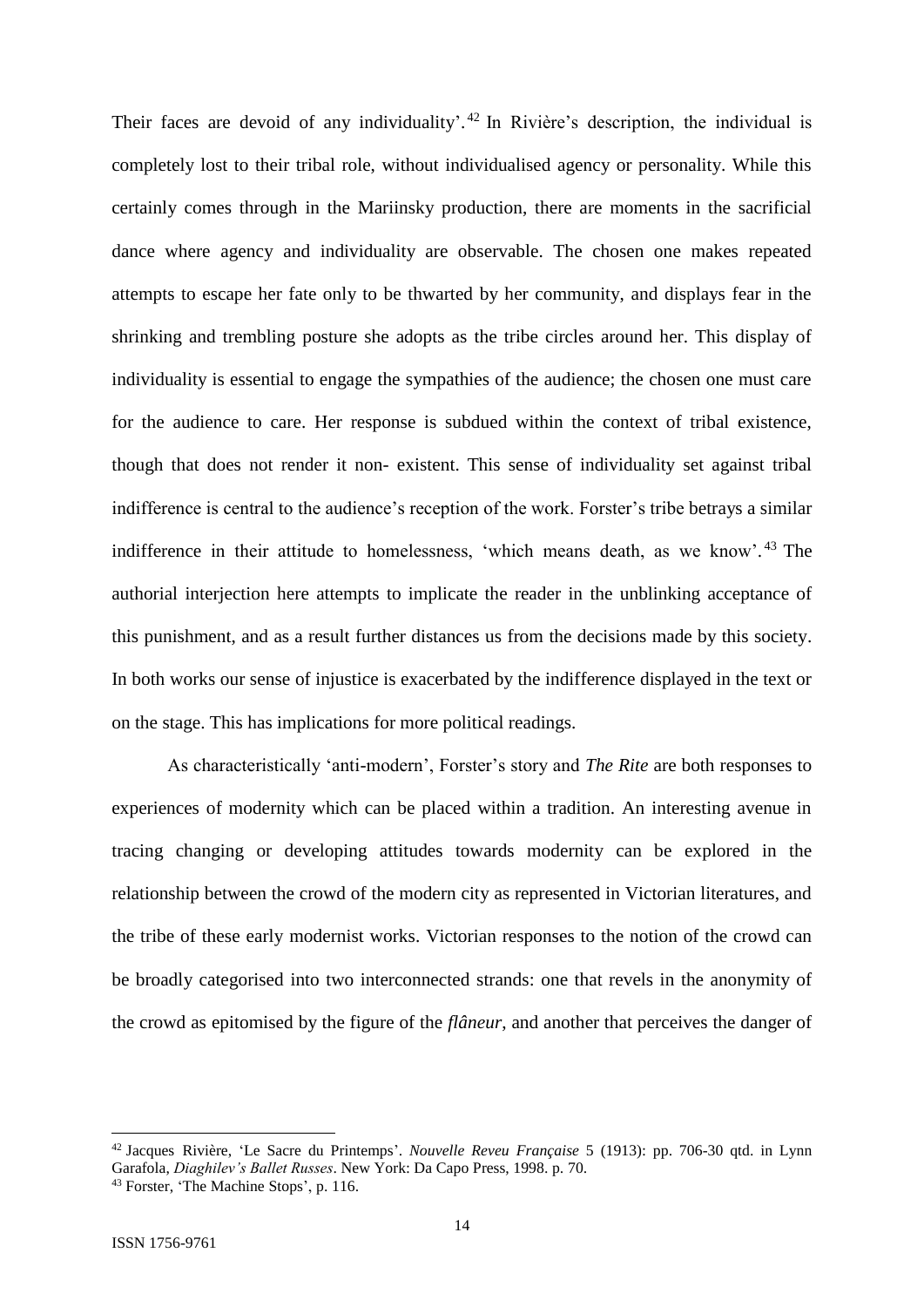Their faces are devoid of any individuality'.[42] In Rivière's description, the individual is completely lost to their tribal role, without individualised agency or personality. While this certainly comes through in the Mariinsky production, there are moments in the sacrificial dance where agency and individuality are observable. The chosen one makes repeated attempts to escape her fate only to be thwarted by her community, and displays fear in the shrinking and trembling posture she adopts as the tribe circles around her. This display of individuality is essential to engage the sympathies of the audience; the chosen one must care for the audience to care. Her response is subdued within the context of tribal existence, though that does not render it non- existent. This sense of individuality set against tribal indifference is central to the audience's reception of the work. Forster's tribe betrays a similar indifference in their attitude to homelessness, 'which means death, as we know'.[43] The authorial interjection here attempts to implicate the reader in the unblinking acceptance of this punishment, and as a result further distances us from the decisions made by this society. In both works our sense of injustice is exacerbated by the indifference displayed in the text or on the stage. This has implications for more political readings.

As characteristically 'anti-modern', Forster's story and *The Rite* are both responses to experiences of modernity which can be placed within a tradition. An interesting avenue in tracing changing or developing attitudes towards modernity can be explored in the relationship between the crowd of the modern city as represented in Victorian literatures, and the tribe of these early modernist works. Victorian responses to the notion of the crowd can be broadly categorised into two interconnected strands: one that revels in the anonymity of the crowd as epitomised by the figure of the *flâneur*, and another that perceives the danger of

[42] Jacques Rivière, 'Le Sacre du Printemps'. *Nouvelle Reveu Française* 5 (1913): pp. 706-30 qtd. in Lynn Garafola, *Diaghilev's Ballet Russes*. New York: Da Capo Press, 1998. p. 70.

[43] Forster, 'The Machine Stops', p. 116.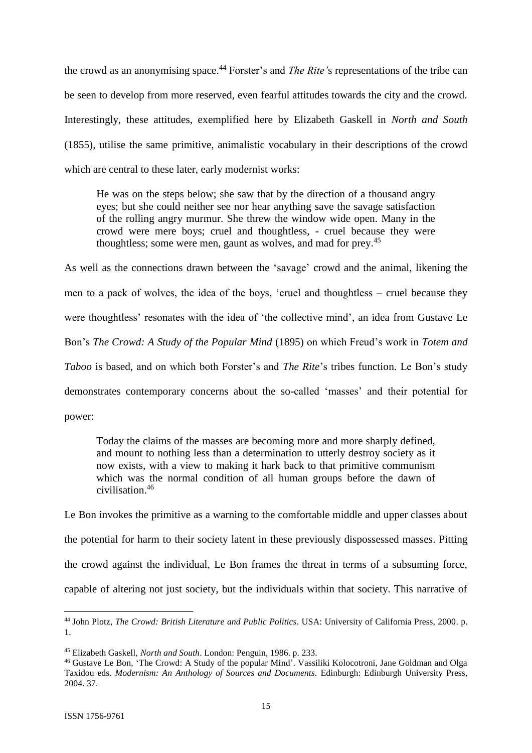the crowd as an anonymising space.[44] Forster's and *The Rite'*s representations of the tribe can be seen to develop from more reserved, even fearful attitudes towards the city and the crowd. Interestingly, these attitudes, exemplified here by Elizabeth Gaskell in *North and South* (1855), utilise the same primitive, animalistic vocabulary in their descriptions of the crowd which are central to these later, early modernist works:

> He was on the steps below; she saw that by the direction of a thousand angry eyes; but she could neither see nor hear anything save the savage satisfaction of the rolling angry murmur. She threw the window wide open. Many in the crowd were mere boys; cruel and thoughtless, - cruel because they were thoughtless; some were men, gaunt as wolves, and mad for prey.[45]

As well as the connections drawn between the 'savage' crowd and the animal, likening the men to a pack of wolves, the idea of the boys, 'cruel and thoughtless – cruel because they were thoughtless' resonates with the idea of 'the collective mind', an idea from Gustave Le Bon's *The Crowd: A Study of the Popular Mind* (1895) on which Freud's work in *Totem and Taboo* is based, and on which both Forster's and *The Rite*'s tribes function. Le Bon's study demonstrates contemporary concerns about the so-called 'masses' and their potential for power:

> Today the claims of the masses are becoming more and more sharply defined, and mount to nothing less than a determination to utterly destroy society as it now exists, with a view to making it hark back to that primitive communism which was the normal condition of all human groups before the dawn of civilisation.[46]

Le Bon invokes the primitive as a warning to the comfortable middle and upper classes about the potential for harm to their society latent in these previously dispossessed masses. Pitting the crowd against the individual, Le Bon frames the threat in terms of a subsuming force, capable of altering not just society, but the individuals within that society. This narrative of

---

[44] John Plotz, *The Crowd: British Literature and Public Politics*. USA: University of California Press, 2000. p. 1.

[45] Elizabeth Gaskell, *North and South*. London: Penguin, 1986. p. 233.

[46] Gustave Le Bon, 'The Crowd: A Study of the popular Mind'. Vassiliki Kolocotroni, Jane Goldman and Olga Taxidou eds. *Modernism: An Anthology of Sources and Documents*. Edinburgh: Edinburgh University Press, 2004. 37.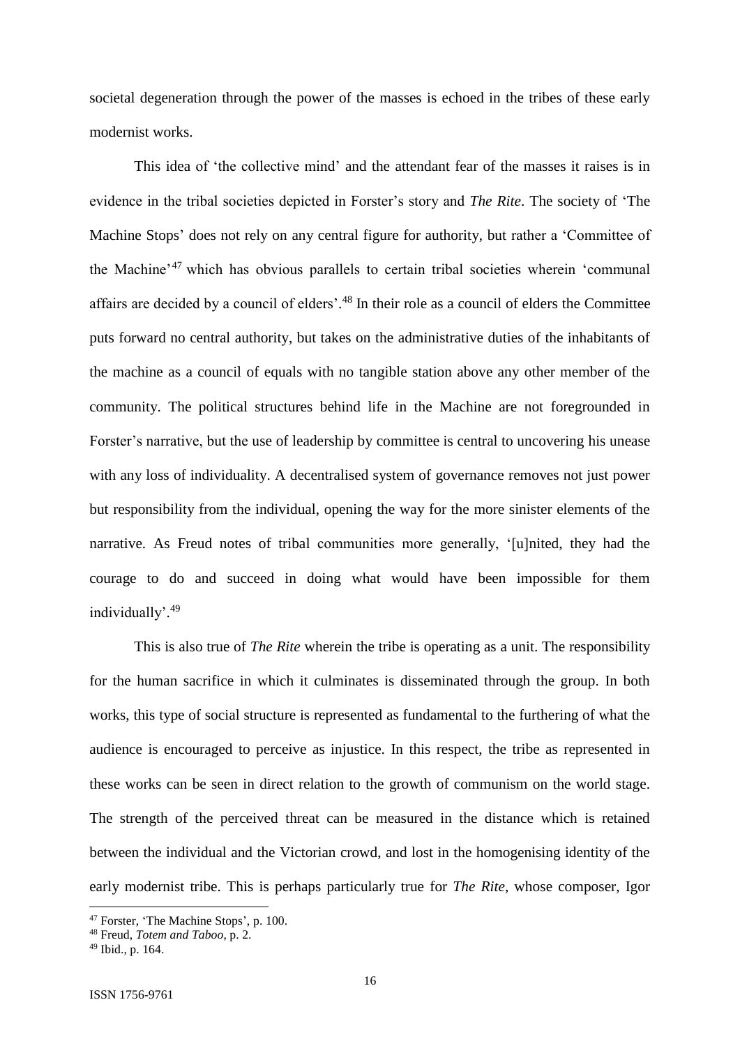societal degeneration through the power of the masses is echoed in the tribes of these early modernist works.

This idea of 'the collective mind' and the attendant fear of the masses it raises is in evidence in the tribal societies depicted in Forster's story and *The Rite*. The society of 'The Machine Stops' does not rely on any central figure for authority, but rather a 'Committee of the Machine'[47] which has obvious parallels to certain tribal societies wherein 'communal affairs are decided by a council of elders'.[48] In their role as a council of elders the Committee puts forward no central authority, but takes on the administrative duties of the inhabitants of the machine as a council of equals with no tangible station above any other member of the community. The political structures behind life in the Machine are not foregrounded in Forster's narrative, but the use of leadership by committee is central to uncovering his unease with any loss of individuality. A decentralised system of governance removes not just power but responsibility from the individual, opening the way for the more sinister elements of the narrative. As Freud notes of tribal communities more generally, '[u]nited, they had the courage to do and succeed in doing what would have been impossible for them individually'.[49]

This is also true of *The Rite* wherein the tribe is operating as a unit. The responsibility for the human sacrifice in which it culminates is disseminated through the group. In both works, this type of social structure is represented as fundamental to the furthering of what the audience is encouraged to perceive as injustice. In this respect, the tribe as represented in these works can be seen in direct relation to the growth of communism on the world stage. The strength of the perceived threat can be measured in the distance which is retained between the individual and the Victorian crowd, and lost in the homogenising identity of the early modernist tribe. This is perhaps particularly true for *The Rite*, whose composer, Igor

---

[47] Forster, 'The Machine Stops', p. 100.

[48] Freud, *Totem and Taboo*, p. 2.

[49] Ibid., p. 164.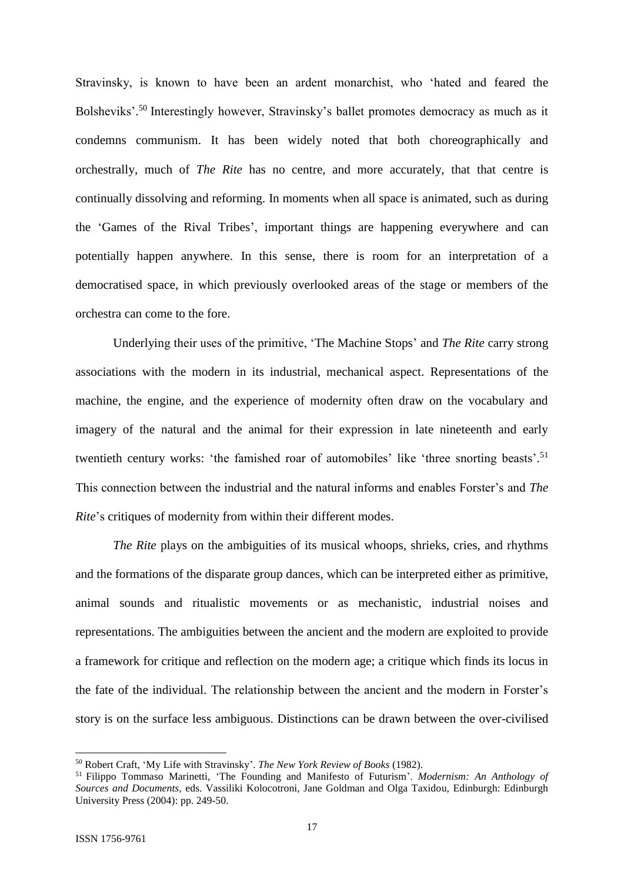Stravinsky, is known to have been an ardent monarchist, who 'hated and feared the Bolsheviks'.[50] Interestingly however, Stravinsky's ballet promotes democracy as much as it condemns communism. It has been widely noted that both choreographically and orchestrally, much of *The Rite* has no centre, and more accurately, that that centre is continually dissolving and reforming. In moments when all space is animated, such as during the 'Games of the Rival Tribes', important things are happening everywhere and can potentially happen anywhere. In this sense, there is room for an interpretation of a democratised space, in which previously overlooked areas of the stage or members of the orchestra can come to the fore.

Underlying their uses of the primitive, 'The Machine Stops' and *The Rite* carry strong associations with the modern in its industrial, mechanical aspect. Representations of the machine, the engine, and the experience of modernity often draw on the vocabulary and imagery of the natural and the animal for their expression in late nineteenth and early twentieth century works: 'the famished roar of automobiles' like 'three snorting beasts'.[51] This connection between the industrial and the natural informs and enables Forster's and *The Rite*'s critiques of modernity from within their different modes.

*The Rite* plays on the ambiguities of its musical whoops, shrieks, cries, and rhythms and the formations of the disparate group dances, which can be interpreted either as primitive, animal sounds and ritualistic movements or as mechanistic, industrial noises and representations. The ambiguities between the ancient and the modern are exploited to provide a framework for critique and reflection on the modern age; a critique which finds its locus in the fate of the individual. The relationship between the ancient and the modern in Forster's story is on the surface less ambiguous. Distinctions can be drawn between the over-civilised

---

[50] Robert Craft, 'My Life with Stravinsky'. *The New York Review of Books* (1982).

[51] Filippo Tommaso Marinetti, 'The Founding and Manifesto of Futurism'. *Modernism: An Anthology of Sources and Documents*, eds. Vassiliki Kolocotroni, Jane Goldman and Olga Taxidou, Edinburgh: Edinburgh University Press (2004): pp. 249-50.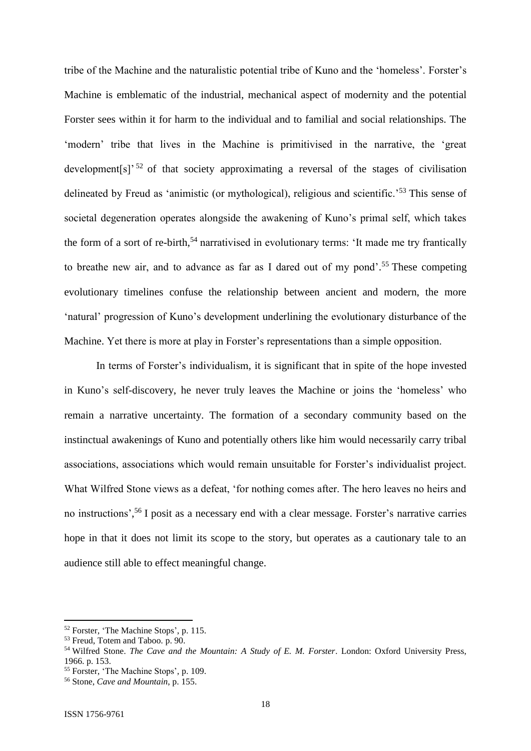tribe of the Machine and the naturalistic potential tribe of Kuno and the 'homeless'. Forster's Machine is emblematic of the industrial, mechanical aspect of modernity and the potential Forster sees within it for harm to the individual and to familial and social relationships. The 'modern' tribe that lives in the Machine is primitivised in the narrative, the 'great development[s]'[52] of that society approximating a reversal of the stages of civilisation delineated by Freud as 'animistic (or mythological), religious and scientific.'[53] This sense of societal degeneration operates alongside the awakening of Kuno's primal self, which takes the form of a sort of re-birth,[54] narrativised in evolutionary terms: 'It made me try frantically to breathe new air, and to advance as far as I dared out of my pond'.[55] These competing evolutionary timelines confuse the relationship between ancient and modern, the more 'natural' progression of Kuno's development underlining the evolutionary disturbance of the Machine. Yet there is more at play in Forster's representations than a simple opposition.

In terms of Forster's individualism, it is significant that in spite of the hope invested in Kuno's self-discovery, he never truly leaves the Machine or joins the 'homeless' who remain a narrative uncertainty. The formation of a secondary community based on the instinctual awakenings of Kuno and potentially others like him would necessarily carry tribal associations, associations which would remain unsuitable for Forster's individualist project. What Wilfred Stone views as a defeat, 'for nothing comes after. The hero leaves no heirs and no instructions',[56] I posit as a necessary end with a clear message. Forster's narrative carries hope in that it does not limit its scope to the story, but operates as a cautionary tale to an audience still able to effect meaningful change.

---

[52] Forster, 'The Machine Stops', p. 115.

[53] Freud, Totem and Taboo. p. 90.

[54] Wilfred Stone. *The Cave and the Mountain: A Study of E. M. Forster*. London: Oxford University Press, 1966. p. 153.

[55] Forster, 'The Machine Stops', p. 109.

[56] Stone, *Cave and Mountain*, p. 155.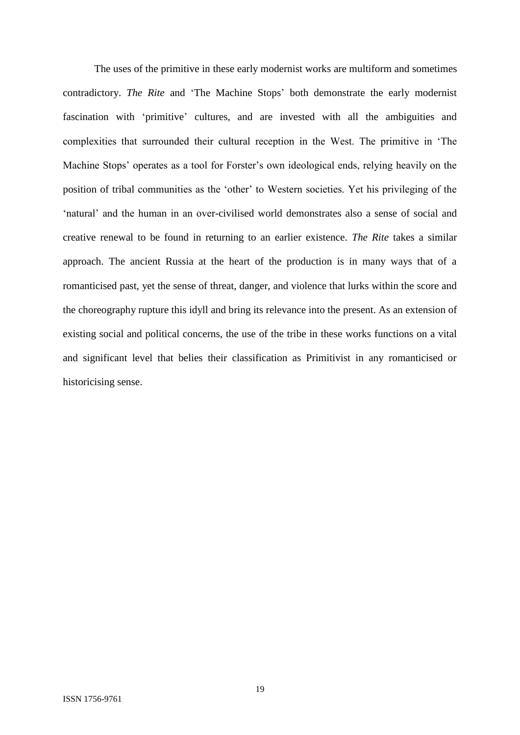The uses of the primitive in these early modernist works are multiform and sometimes contradictory. *The Rite* and 'The Machine Stops' both demonstrate the early modernist fascination with 'primitive' cultures, and are invested with all the ambiguities and complexities that surrounded their cultural reception in the West. The primitive in 'The Machine Stops' operates as a tool for Forster's own ideological ends, relying heavily on the position of tribal communities as the 'other' to Western societies. Yet his privileging of the 'natural' and the human in an over-civilised world demonstrates also a sense of social and creative renewal to be found in returning to an earlier existence. *The Rite* takes a similar approach. The ancient Russia at the heart of the production is in many ways that of a romanticised past, yet the sense of threat, danger, and violence that lurks within the score and the choreography rupture this idyll and bring its relevance into the present. As an extension of existing social and political concerns, the use of the tribe in these works functions on a vital and significant level that belies their classification as Primitivist in any romanticised or historicising sense.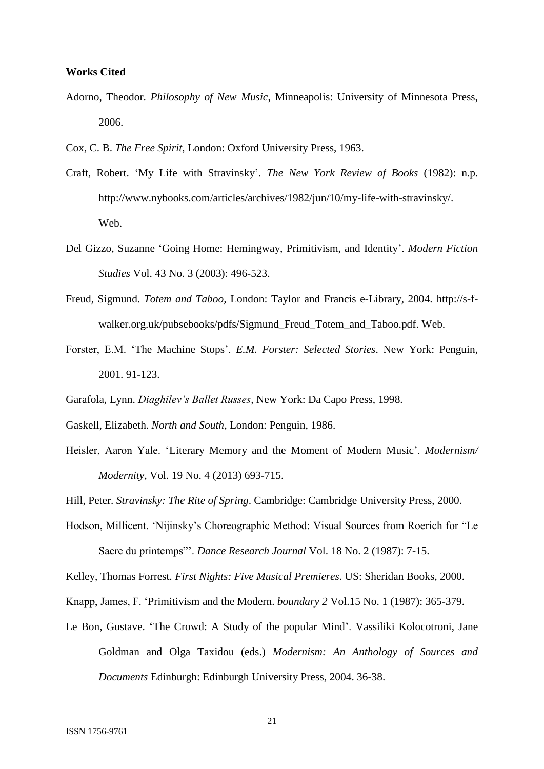**Works Cited**

Adorno, Theodor. *Philosophy of New Music*, Minneapolis: University of Minnesota Press, 2006.

Cox, C. B. *The Free Spirit*, London: Oxford University Press, 1963.

Craft, Robert. 'My Life with Stravinsky'. *The New York Review of Books* (1982): n.p. http://www.nybooks.com/articles/archives/1982/jun/10/my-life-with-stravinsky/. Web.

Del Gizzo, Suzanne 'Going Home: Hemingway, Primitivism, and Identity'. *Modern Fiction Studies* Vol. 43 No. 3 (2003): 496-523.

Freud, Sigmund. *Totem and Taboo,* London: Taylor and Francis e-Library, 2004. http://s-f-walker.org.uk/pubsebooks/pdfs/Sigmund_Freud_Totem_and_Taboo.pdf. Web.

Forster, E.M. 'The Machine Stops'. *E.M. Forster: Selected Stories*. New York: Penguin, 2001. 91-123.

Garafola, Lynn. *Diaghilev's Ballet Russes*, New York: Da Capo Press, 1998.

Gaskell, Elizabeth. *North and South*, London: Penguin, 1986.

Heisler, Aaron Yale. 'Literary Memory and the Moment of Modern Music'. *Modernism/ Modernity*, Vol. 19 No. 4 (2013) 693-715.

Hill, Peter. *Stravinsky: The Rite of Spring*. Cambridge: Cambridge University Press, 2000.

Hodson, Millicent. 'Nijinsky's Choreographic Method: Visual Sources from Roerich for "Le Sacre du printemps"'. *Dance Research Journal* Vol. 18 No. 2 (1987): 7-15.

Kelley, Thomas Forrest. *First Nights: Five Musical Premieres*. US: Sheridan Books, 2000.

Knapp, James, F. 'Primitivism and the Modern. *boundary 2* Vol.15 No. 1 (1987): 365-379.

Le Bon, Gustave. 'The Crowd: A Study of the popular Mind'. Vassiliki Kolocotroni, Jane Goldman and Olga Taxidou (eds.) *Modernism: An Anthology of Sources and Documents* Edinburgh: Edinburgh University Press, 2004. 36-38.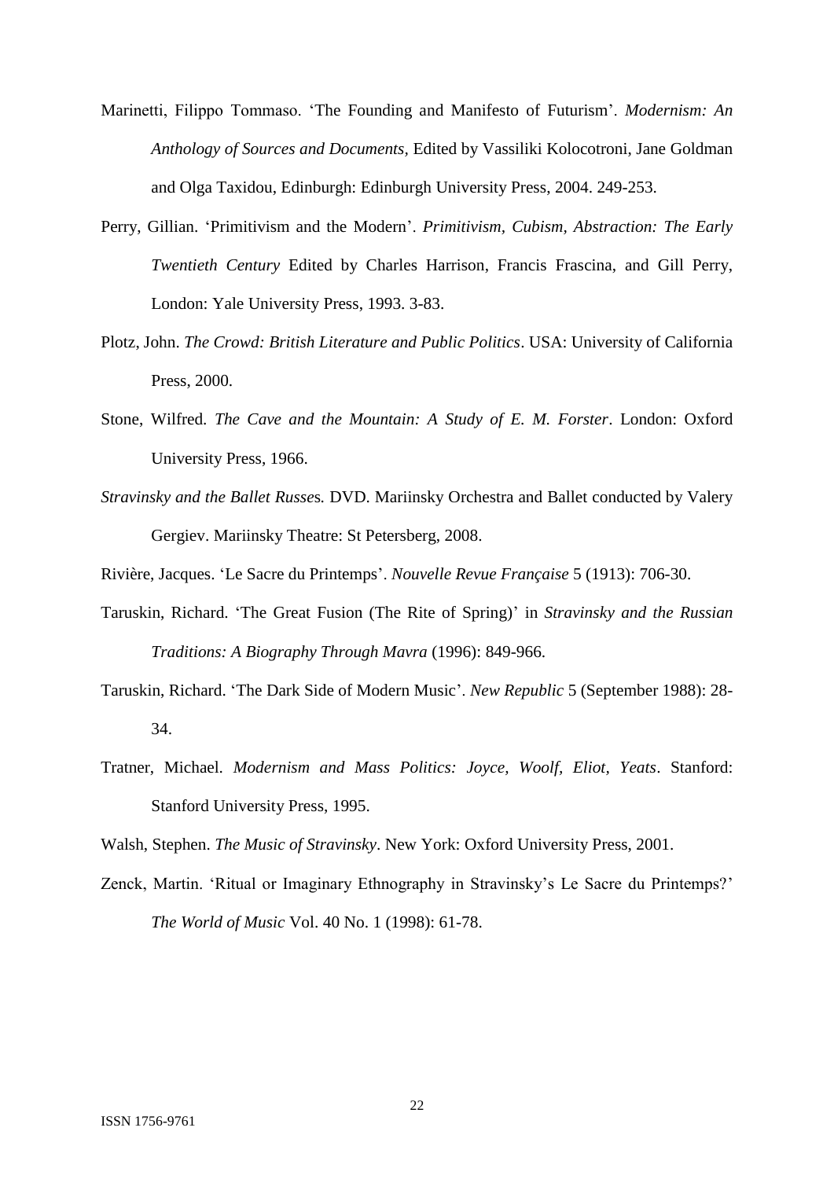Marinetti, Filippo Tommaso. 'The Founding and Manifesto of Futurism'. *Modernism: An Anthology of Sources and Documents*, Edited by Vassiliki Kolocotroni, Jane Goldman and Olga Taxidou, Edinburgh: Edinburgh University Press, 2004. 249-253.

Perry, Gillian. 'Primitivism and the Modern'. *Primitivism, Cubism, Abstraction: The Early Twentieth Century* Edited by Charles Harrison, Francis Frascina, and Gill Perry, London: Yale University Press, 1993. 3-83.

Plotz, John. *The Crowd: British Literature and Public Politics*. USA: University of California Press, 2000.

Stone, Wilfred. *The Cave and the Mountain: A Study of E. M. Forster*. London: Oxford University Press, 1966.

*Stravinsky and the Ballet Russes.* DVD. Mariinsky Orchestra and Ballet conducted by Valery Gergiev. Mariinsky Theatre: St Petersberg, 2008.

Rivière, Jacques. 'Le Sacre du Printemps'. *Nouvelle Revue Française* 5 (1913): 706-30.

Taruskin, Richard. 'The Great Fusion (The Rite of Spring)' in *Stravinsky and the Russian Traditions: A Biography Through Mavra* (1996): 849-966.

Taruskin, Richard. 'The Dark Side of Modern Music'. *New Republic* 5 (September 1988): 28-34.

Tratner, Michael. *Modernism and Mass Politics: Joyce, Woolf, Eliot, Yeats*. Stanford: Stanford University Press, 1995.

Walsh, Stephen. *The Music of Stravinsky*. New York: Oxford University Press, 2001.

Zenck, Martin. 'Ritual or Imaginary Ethnography in Stravinsky's Le Sacre du Printemps?' *The World of Music* Vol. 40 No. 1 (1998): 61-78.